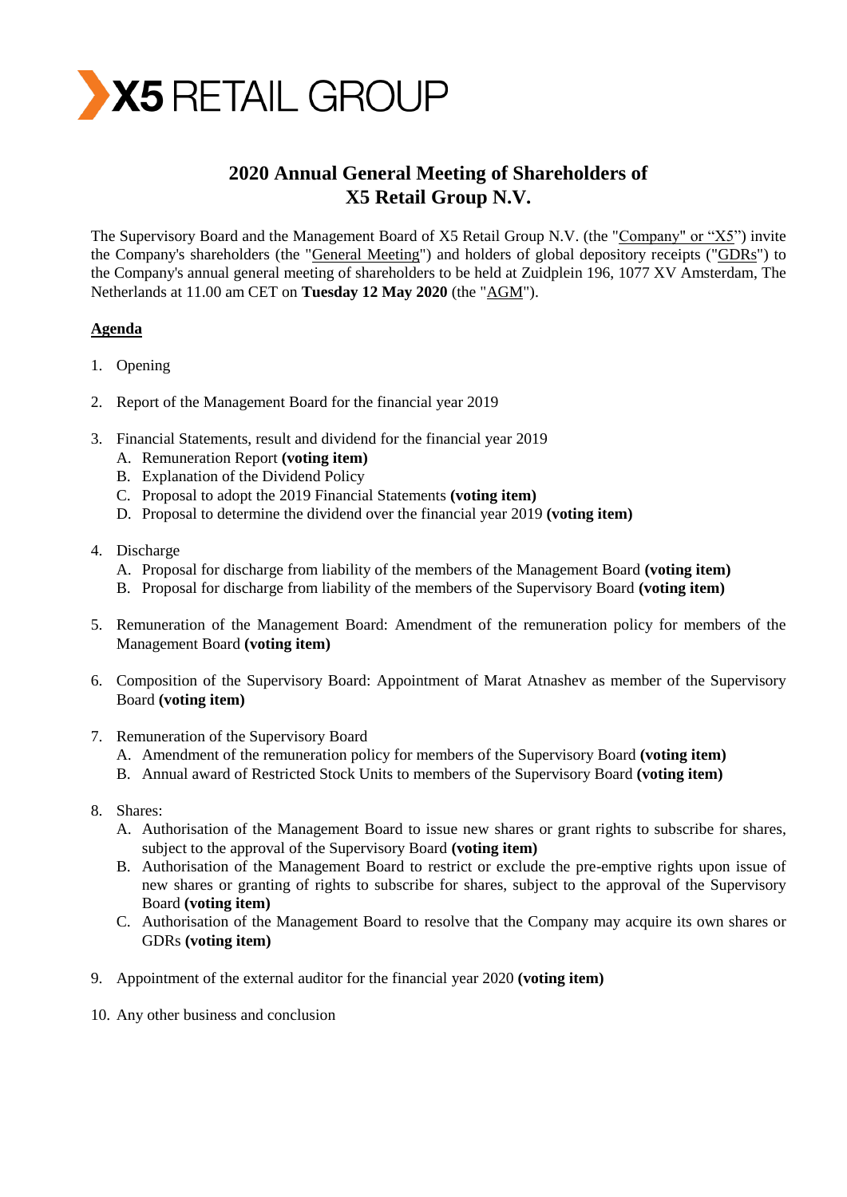X5 RETAIL GROUP

# 2020 Annual General Meeting of Shareholders of X5 Retail Group N.V.

The Supervisory Board and the Management Board of X5 Retail Group N.V. (the "Company" or "X5") invite the Company's shareholders (the "General Meeting") and holders of global depository receipts ("GDRs") to the Company's annual general meeting of shareholders to be held at Zuidplein 196, 1077 XV Amsterdam, The Netherlands at 11.00 am CET on **Tuesday 12 May 2020** (the "AGM").

## Agenda

1. Opening

2. Report of the Management Board for the financial year 2019

3. Financial Statements, result and dividend for the financial year 2019
   A. Remuneration Report **(voting item)**
   B. Explanation of the Dividend Policy
   C. Proposal to adopt the 2019 Financial Statements **(voting item)**
   D. Proposal to determine the dividend over the financial year 2019 **(voting item)**

4. Discharge
   A. Proposal for discharge from liability of the members of the Management Board **(voting item)**
   B. Proposal for discharge from liability of the members of the Supervisory Board **(voting item)**

5. Remuneration of the Management Board: Amendment of the remuneration policy for members of the Management Board **(voting item)**

6. Composition of the Supervisory Board: Appointment of Marat Atnashev as member of the Supervisory Board **(voting item)**

7. Remuneration of the Supervisory Board
   A. Amendment of the remuneration policy for members of the Supervisory Board **(voting item)**
   B. Annual award of Restricted Stock Units to members of the Supervisory Board **(voting item)**

8. Shares:
   A. Authorisation of the Management Board to issue new shares or grant rights to subscribe for shares, subject to the approval of the Supervisory Board **(voting item)**
   B. Authorisation of the Management Board to restrict or exclude the pre-emptive rights upon issue of new shares or granting of rights to subscribe for shares, subject to the approval of the Supervisory Board **(voting item)**
   C. Authorisation of the Management Board to resolve that the Company may acquire its own shares or GDRs **(voting item)**

9. Appointment of the external auditor for the financial year 2020 **(voting item)**

10. Any other business and conclusion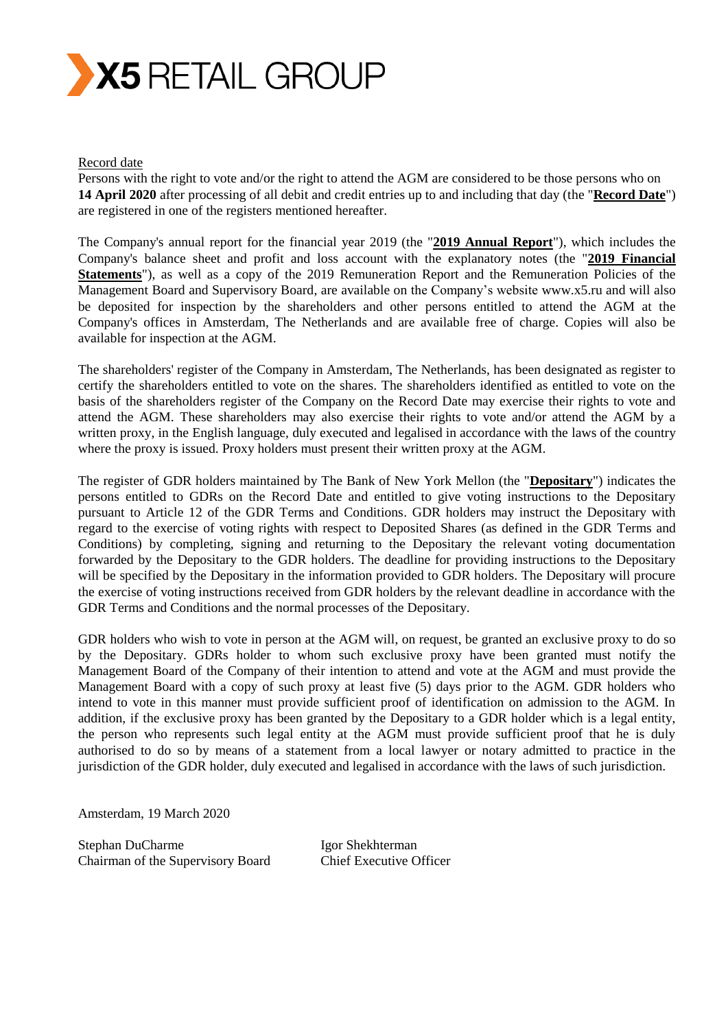X5 RETAIL GROUP

Record date

Persons with the right to vote and/or the right to attend the AGM are considered to be those persons who on **14 April 2020** after processing of all debit and credit entries up to and including that day (the "**Record Date**") are registered in one of the registers mentioned hereafter.

The Company's annual report for the financial year 2019 (the "**2019 Annual Report**"), which includes the Company's balance sheet and profit and loss account with the explanatory notes (the "**2019 Financial Statements**"), as well as a copy of the 2019 Remuneration Report and the Remuneration Policies of the Management Board and Supervisory Board, are available on the Company's website www.x5.ru and will also be deposited for inspection by the shareholders and other persons entitled to attend the AGM at the Company's offices in Amsterdam, The Netherlands and are available free of charge. Copies will also be available for inspection at the AGM.

The shareholders' register of the Company in Amsterdam, The Netherlands, has been designated as register to certify the shareholders entitled to vote on the shares. The shareholders identified as entitled to vote on the basis of the shareholders register of the Company on the Record Date may exercise their rights to vote and attend the AGM. These shareholders may also exercise their rights to vote and/or attend the AGM by a written proxy, in the English language, duly executed and legalised in accordance with the laws of the country where the proxy is issued. Proxy holders must present their written proxy at the AGM.

The register of GDR holders maintained by The Bank of New York Mellon (the "**Depositary**") indicates the persons entitled to GDRs on the Record Date and entitled to give voting instructions to the Depositary pursuant to Article 12 of the GDR Terms and Conditions. GDR holders may instruct the Depositary with regard to the exercise of voting rights with respect to Deposited Shares (as defined in the GDR Terms and Conditions) by completing, signing and returning to the Depositary the relevant voting documentation forwarded by the Depositary to the GDR holders. The deadline for providing instructions to the Depositary will be specified by the Depositary in the information provided to GDR holders. The Depositary will procure the exercise of voting instructions received from GDR holders by the relevant deadline in accordance with the GDR Terms and Conditions and the normal processes of the Depositary.

GDR holders who wish to vote in person at the AGM will, on request, be granted an exclusive proxy to do so by the Depositary. GDRs holder to whom such exclusive proxy have been granted must notify the Management Board of the Company of their intention to attend and vote at the AGM and must provide the Management Board with a copy of such proxy at least five (5) days prior to the AGM. GDR holders who intend to vote in this manner must provide sufficient proof of identification on admission to the AGM. In addition, if the exclusive proxy has been granted by the Depositary to a GDR holder which is a legal entity, the person who represents such legal entity at the AGM must provide sufficient proof that he is duly authorised to do so by means of a statement from a local lawyer or notary admitted to practice in the jurisdiction of the GDR holder, duly executed and legalised in accordance with the laws of such jurisdiction.

Amsterdam, 19 March 2020

Stephan DuCharme
Chairman of the Supervisory Board

Igor Shekhterman
Chief Executive Officer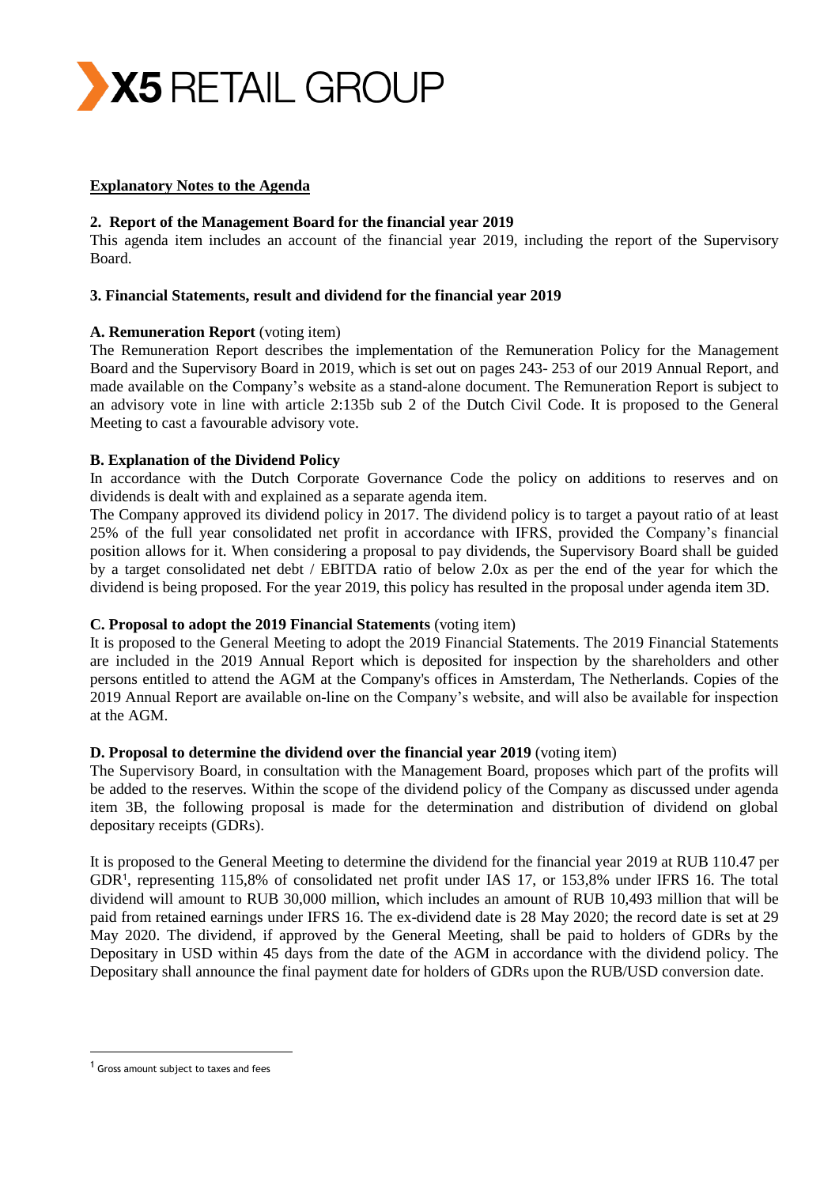**X5 RETAIL GROUP**

**Explanatory Notes to the Agenda**

**2. Report of the Management Board for the financial year 2019**

This agenda item includes an account of the financial year 2019, including the report of the Supervisory Board.

**3. Financial Statements, result and dividend for the financial year 2019**

**A. Remuneration Report** (voting item)

The Remuneration Report describes the implementation of the Remuneration Policy for the Management Board and the Supervisory Board in 2019, which is set out on pages 243- 253 of our 2019 Annual Report, and made available on the Company's website as a stand-alone document. The Remuneration Report is subject to an advisory vote in line with article 2:135b sub 2 of the Dutch Civil Code. It is proposed to the General Meeting to cast a favourable advisory vote.

**B. Explanation of the Dividend Policy**

In accordance with the Dutch Corporate Governance Code the policy on additions to reserves and on dividends is dealt with and explained as a separate agenda item.

The Company approved its dividend policy in 2017. The dividend policy is to target a payout ratio of at least 25% of the full year consolidated net profit in accordance with IFRS, provided the Company's financial position allows for it. When considering a proposal to pay dividends, the Supervisory Board shall be guided by a target consolidated net debt / EBITDA ratio of below 2.0x as per the end of the year for which the dividend is being proposed. For the year 2019, this policy has resulted in the proposal under agenda item 3D.

**C. Proposal to adopt the 2019 Financial Statements** (voting item)

It is proposed to the General Meeting to adopt the 2019 Financial Statements. The 2019 Financial Statements are included in the 2019 Annual Report which is deposited for inspection by the shareholders and other persons entitled to attend the AGM at the Company's offices in Amsterdam, The Netherlands. Copies of the 2019 Annual Report are available on-line on the Company's website, and will also be available for inspection at the AGM.

**D. Proposal to determine the dividend over the financial year 2019** (voting item)

The Supervisory Board, in consultation with the Management Board, proposes which part of the profits will be added to the reserves. Within the scope of the dividend policy of the Company as discussed under agenda item 3B, the following proposal is made for the determination and distribution of dividend on global depositary receipts (GDRs).

It is proposed to the General Meeting to determine the dividend for the financial year 2019 at RUB 110.47 per GDR[1], representing 115,8% of consolidated net profit under IAS 17, or 153,8% under IFRS 16. The total dividend will amount to RUB 30,000 million, which includes an amount of RUB 10,493 million that will be paid from retained earnings under IFRS 16. The ex-dividend date is 28 May 2020; the record date is set at 29 May 2020. The dividend, if approved by the General Meeting, shall be paid to holders of GDRs by the Depositary in USD within 45 days from the date of the AGM in accordance with the dividend policy. The Depositary shall announce the final payment date for holders of GDRs upon the RUB/USD conversion date.

[1] Gross amount subject to taxes and fees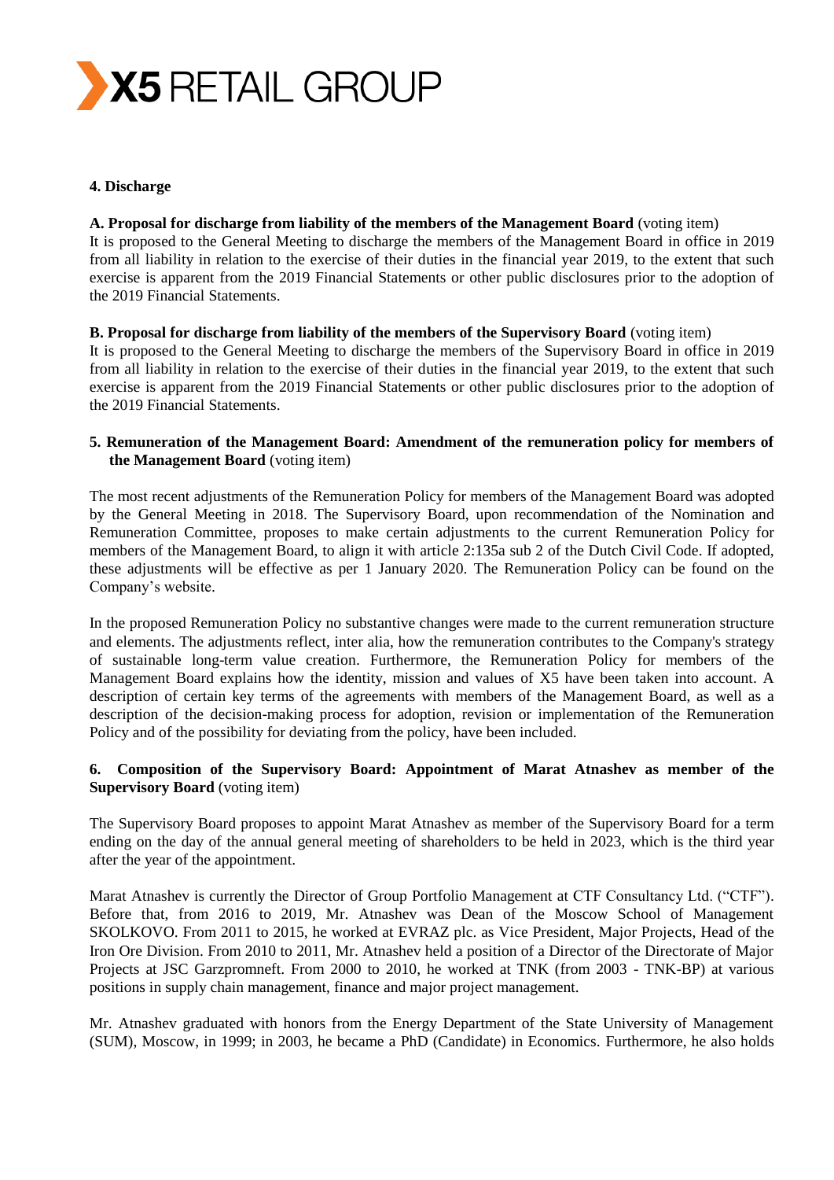**4. Discharge**

**A. Proposal for discharge from liability of the members of the Management Board** (voting item)
It is proposed to the General Meeting to discharge the members of the Management Board in office in 2019 from all liability in relation to the exercise of their duties in the financial year 2019, to the extent that such exercise is apparent from the 2019 Financial Statements or other public disclosures prior to the adoption of the 2019 Financial Statements.

**B. Proposal for discharge from liability of the members of the Supervisory Board** (voting item)
It is proposed to the General Meeting to discharge the members of the Supervisory Board in office in 2019 from all liability in relation to the exercise of their duties in the financial year 2019, to the extent that such exercise is apparent from the 2019 Financial Statements or other public disclosures prior to the adoption of the 2019 Financial Statements.

**5. Remuneration of the Management Board: Amendment of the remuneration policy for members of the Management Board** (voting item)

The most recent adjustments of the Remuneration Policy for members of the Management Board was adopted by the General Meeting in 2018. The Supervisory Board, upon recommendation of the Nomination and Remuneration Committee, proposes to make certain adjustments to the current Remuneration Policy for members of the Management Board, to align it with article 2:135a sub 2 of the Dutch Civil Code. If adopted, these adjustments will be effective as per 1 January 2020. The Remuneration Policy can be found on the Company's website.

In the proposed Remuneration Policy no substantive changes were made to the current remuneration structure and elements. The adjustments reflect, inter alia, how the remuneration contributes to the Company's strategy of sustainable long-term value creation. Furthermore, the Remuneration Policy for members of the Management Board explains how the identity, mission and values of X5 have been taken into account. A description of certain key terms of the agreements with members of the Management Board, as well as a description of the decision-making process for adoption, revision or implementation of the Remuneration Policy and of the possibility for deviating from the policy, have been included.

**6. Composition of the Supervisory Board: Appointment of Marat Atnashev as member of the Supervisory Board** (voting item)

The Supervisory Board proposes to appoint Marat Atnashev as member of the Supervisory Board for a term ending on the day of the annual general meeting of shareholders to be held in 2023, which is the third year after the year of the appointment.

Marat Atnashev is currently the Director of Group Portfolio Management at CTF Consultancy Ltd. ("CTF"). Before that, from 2016 to 2019, Mr. Atnashev was Dean of the Moscow School of Management SKOLKOVO. From 2011 to 2015, he worked at EVRAZ plc. as Vice President, Major Projects, Head of the Iron Ore Division. From 2010 to 2011, Mr. Atnashev held a position of a Director of the Directorate of Major Projects at JSC Garzpromneft. From 2000 to 2010, he worked at TNK (from 2003 - TNK-BP) at various positions in supply chain management, finance and major project management.

Mr. Atnashev graduated with honors from the Energy Department of the State University of Management (SUM), Moscow, in 1999; in 2003, he became a PhD (Candidate) in Economics. Furthermore, he also holds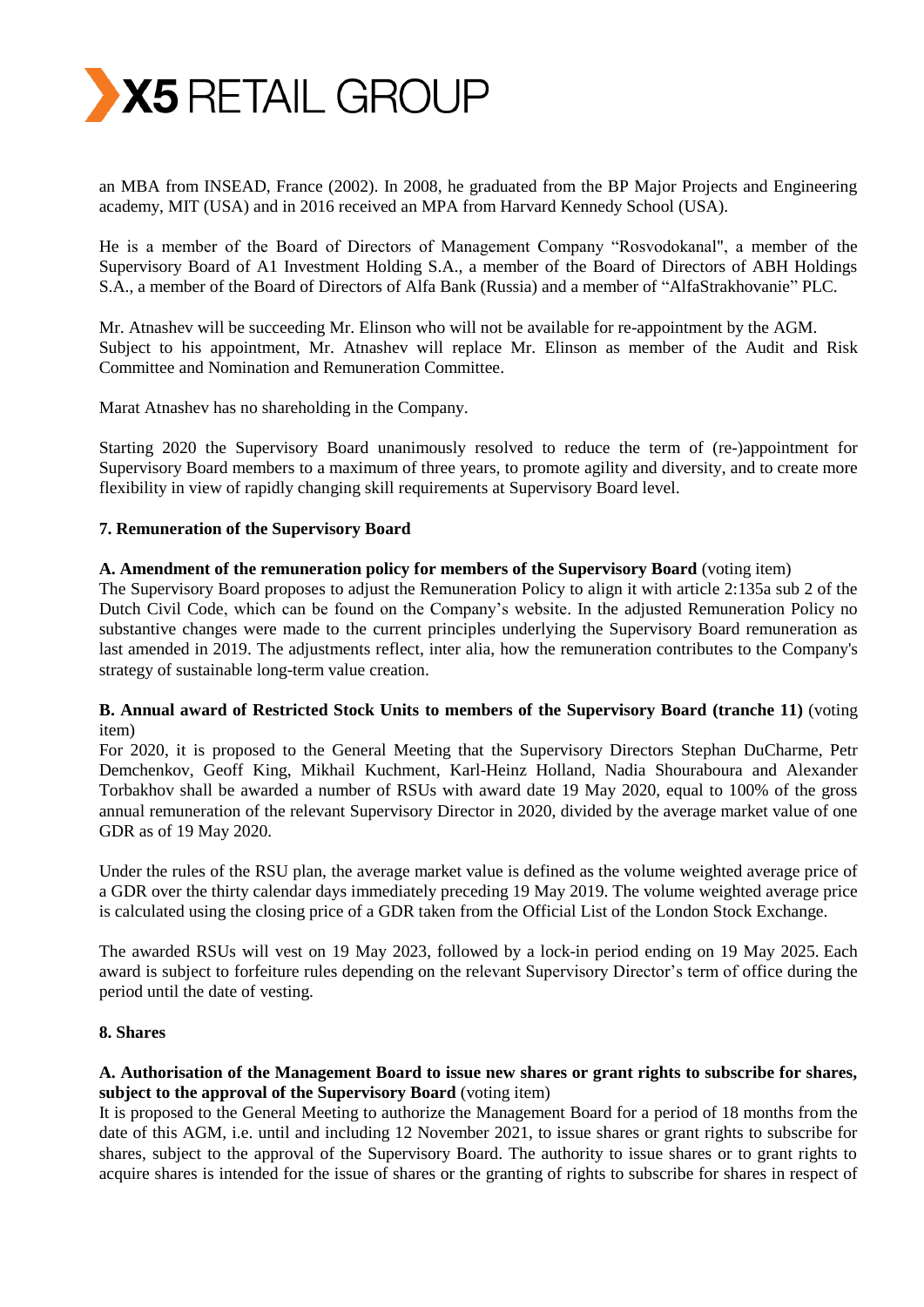an MBA from INSEAD, France (2002). In 2008, he graduated from the BP Major Projects and Engineering academy, MIT (USA) and in 2016 received an MPA from Harvard Kennedy School (USA).

He is a member of the Board of Directors of Management Company "Rosvodokanal", a member of the Supervisory Board of A1 Investment Holding S.A., a member of the Board of Directors of ABH Holdings S.A., a member of the Board of Directors of Alfa Bank (Russia) and a member of "AlfaStrakhovanie" PLC.

Mr. Atnashev will be succeeding Mr. Elinson who will not be available for re-appointment by the AGM. Subject to his appointment, Mr. Atnashev will replace Mr. Elinson as member of the Audit and Risk Committee and Nomination and Remuneration Committee.

Marat Atnashev has no shareholding in the Company.

Starting 2020 the Supervisory Board unanimously resolved to reduce the term of (re-)appointment for Supervisory Board members to a maximum of three years, to promote agility and diversity, and to create more flexibility in view of rapidly changing skill requirements at Supervisory Board level.

**7. Remuneration of the Supervisory Board**

**A. Amendment of the remuneration policy for members of the Supervisory Board** (voting item)
The Supervisory Board proposes to adjust the Remuneration Policy to align it with article 2:135a sub 2 of the Dutch Civil Code, which can be found on the Company's website. In the adjusted Remuneration Policy no substantive changes were made to the current principles underlying the Supervisory Board remuneration as last amended in 2019. The adjustments reflect, inter alia, how the remuneration contributes to the Company's strategy of sustainable long-term value creation.

**B. Annual award of Restricted Stock Units to members of the Supervisory Board (tranche 11)** (voting item)
For 2020, it is proposed to the General Meeting that the Supervisory Directors Stephan DuCharme, Petr Demchenkov, Geoff King, Mikhail Kuchment, Karl-Heinz Holland, Nadia Shouraboura and Alexander Torbakhov shall be awarded a number of RSUs with award date 19 May 2020, equal to 100% of the gross annual remuneration of the relevant Supervisory Director in 2020, divided by the average market value of one GDR as of 19 May 2020.

Under the rules of the RSU plan, the average market value is defined as the volume weighted average price of a GDR over the thirty calendar days immediately preceding 19 May 2019. The volume weighted average price is calculated using the closing price of a GDR taken from the Official List of the London Stock Exchange.

The awarded RSUs will vest on 19 May 2023, followed by a lock-in period ending on 19 May 2025. Each award is subject to forfeiture rules depending on the relevant Supervisory Director's term of office during the period until the date of vesting.

**8. Shares**

**A. Authorisation of the Management Board to issue new shares or grant rights to subscribe for shares, subject to the approval of the Supervisory Board** (voting item)
It is proposed to the General Meeting to authorize the Management Board for a period of 18 months from the date of this AGM, i.e. until and including 12 November 2021, to issue shares or grant rights to subscribe for shares, subject to the approval of the Supervisory Board. The authority to issue shares or to grant rights to acquire shares is intended for the issue of shares or the granting of rights to subscribe for shares in respect of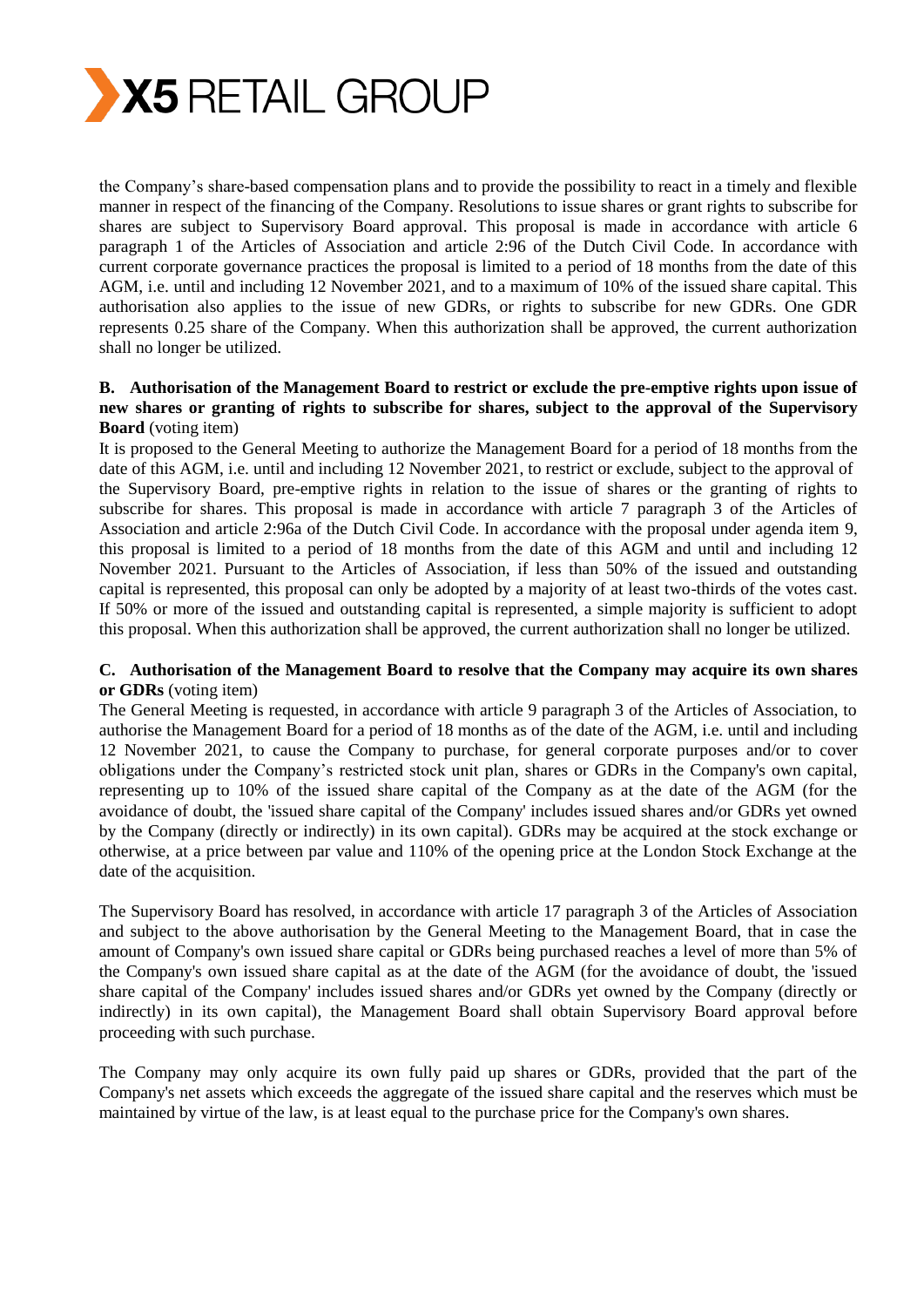the Company's share-based compensation plans and to provide the possibility to react in a timely and flexible manner in respect of the financing of the Company. Resolutions to issue shares or grant rights to subscribe for shares are subject to Supervisory Board approval. This proposal is made in accordance with article 6 paragraph 1 of the Articles of Association and article 2:96 of the Dutch Civil Code. In accordance with current corporate governance practices the proposal is limited to a period of 18 months from the date of this AGM, i.e. until and including 12 November 2021, and to a maximum of 10% of the issued share capital. This authorisation also applies to the issue of new GDRs, or rights to subscribe for new GDRs. One GDR represents 0.25 share of the Company. When this authorization shall be approved, the current authorization shall no longer be utilized.

**B. Authorisation of the Management Board to restrict or exclude the pre-emptive rights upon issue of new shares or granting of rights to subscribe for shares, subject to the approval of the Supervisory Board** (voting item)

It is proposed to the General Meeting to authorize the Management Board for a period of 18 months from the date of this AGM, i.e. until and including 12 November 2021, to restrict or exclude, subject to the approval of the Supervisory Board, pre-emptive rights in relation to the issue of shares or the granting of rights to subscribe for shares. This proposal is made in accordance with article 7 paragraph 3 of the Articles of Association and article 2:96a of the Dutch Civil Code. In accordance with the proposal under agenda item 9, this proposal is limited to a period of 18 months from the date of this AGM and until and including 12 November 2021. Pursuant to the Articles of Association, if less than 50% of the issued and outstanding capital is represented, this proposal can only be adopted by a majority of at least two-thirds of the votes cast. If 50% or more of the issued and outstanding capital is represented, a simple majority is sufficient to adopt this proposal. When this authorization shall be approved, the current authorization shall no longer be utilized.

**C. Authorisation of the Management Board to resolve that the Company may acquire its own shares or GDRs** (voting item)

The General Meeting is requested, in accordance with article 9 paragraph 3 of the Articles of Association, to authorise the Management Board for a period of 18 months as of the date of the AGM, i.e. until and including 12 November 2021, to cause the Company to purchase, for general corporate purposes and/or to cover obligations under the Company's restricted stock unit plan, shares or GDRs in the Company's own capital, representing up to 10% of the issued share capital of the Company as at the date of the AGM (for the avoidance of doubt, the 'issued share capital of the Company' includes issued shares and/or GDRs yet owned by the Company (directly or indirectly) in its own capital). GDRs may be acquired at the stock exchange or otherwise, at a price between par value and 110% of the opening price at the London Stock Exchange at the date of the acquisition.

The Supervisory Board has resolved, in accordance with article 17 paragraph 3 of the Articles of Association and subject to the above authorisation by the General Meeting to the Management Board, that in case the amount of Company's own issued share capital or GDRs being purchased reaches a level of more than 5% of the Company's own issued share capital as at the date of the AGM (for the avoidance of doubt, the 'issued share capital of the Company' includes issued shares and/or GDRs yet owned by the Company (directly or indirectly) in its own capital), the Management Board shall obtain Supervisory Board approval before proceeding with such purchase.

The Company may only acquire its own fully paid up shares or GDRs, provided that the part of the Company's net assets which exceeds the aggregate of the issued share capital and the reserves which must be maintained by virtue of the law, is at least equal to the purchase price for the Company's own shares.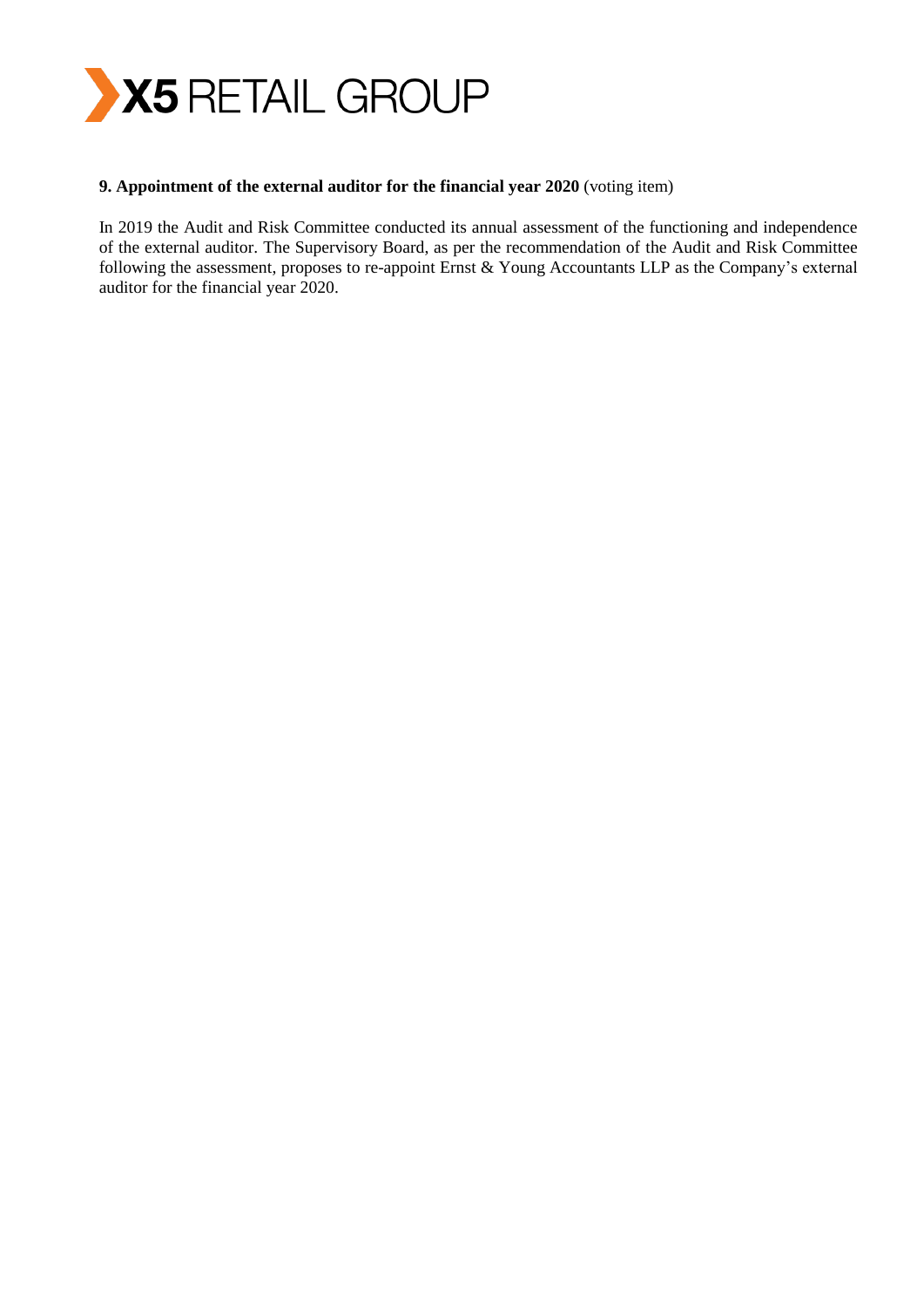**9. Appointment of the external auditor for the financial year 2020** (voting item)

In 2019 the Audit and Risk Committee conducted its annual assessment of the functioning and independence of the external auditor. The Supervisory Board, as per the recommendation of the Audit and Risk Committee following the assessment, proposes to re-appoint Ernst & Young Accountants LLP as the Company's external auditor for the financial year 2020.